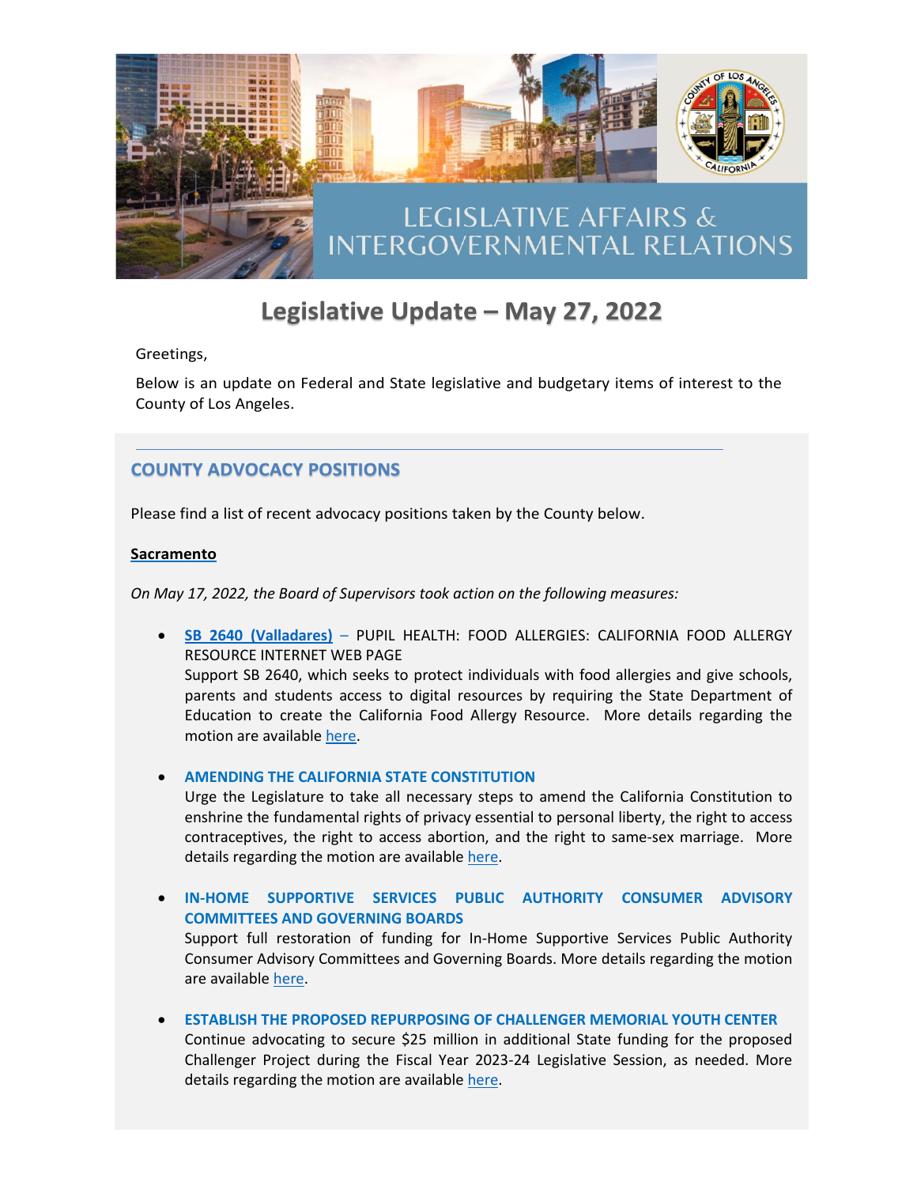LEGISLATIVE AFFAIRS & INTERGOVERNMENTAL RELATIONS

# Legislative Update – May 27, 2022

Greetings,

Below is an update on Federal and State legislative and budgetary items of interest to the County of Los Angeles.

## COUNTY ADVOCACY POSITIONS

Please find a list of recent advocacy positions taken by the County below.

**Sacramento**

*On May 17, 2022, the Board of Supervisors took action on the following measures:*

- **SB 2640 (Valladares)** – PUPIL HEALTH: FOOD ALLERGIES: CALIFORNIA FOOD ALLERGY RESOURCE INTERNET WEB PAGE
  Support SB 2640, which seeks to protect individuals with food allergies and give schools, parents and students access to digital resources by requiring the State Department of Education to create the California Food Allergy Resource. More details regarding the motion are available here.

- **AMENDING THE CALIFORNIA STATE CONSTITUTION**
  Urge the Legislature to take all necessary steps to amend the California Constitution to enshrine the fundamental rights of privacy essential to personal liberty, the right to access contraceptives, the right to access abortion, and the right to same-sex marriage. More details regarding the motion are available here.

- **IN-HOME SUPPORTIVE SERVICES PUBLIC AUTHORITY CONSUMER ADVISORY COMMITTEES AND GOVERNING BOARDS**
  Support full restoration of funding for In-Home Supportive Services Public Authority Consumer Advisory Committees and Governing Boards. More details regarding the motion are available here.

- **ESTABLISH THE PROPOSED REPURPOSING OF CHALLENGER MEMORIAL YOUTH CENTER**
  Continue advocating to secure $25 million in additional State funding for the proposed Challenger Project during the Fiscal Year 2023-24 Legislative Session, as needed. More details regarding the motion are available here.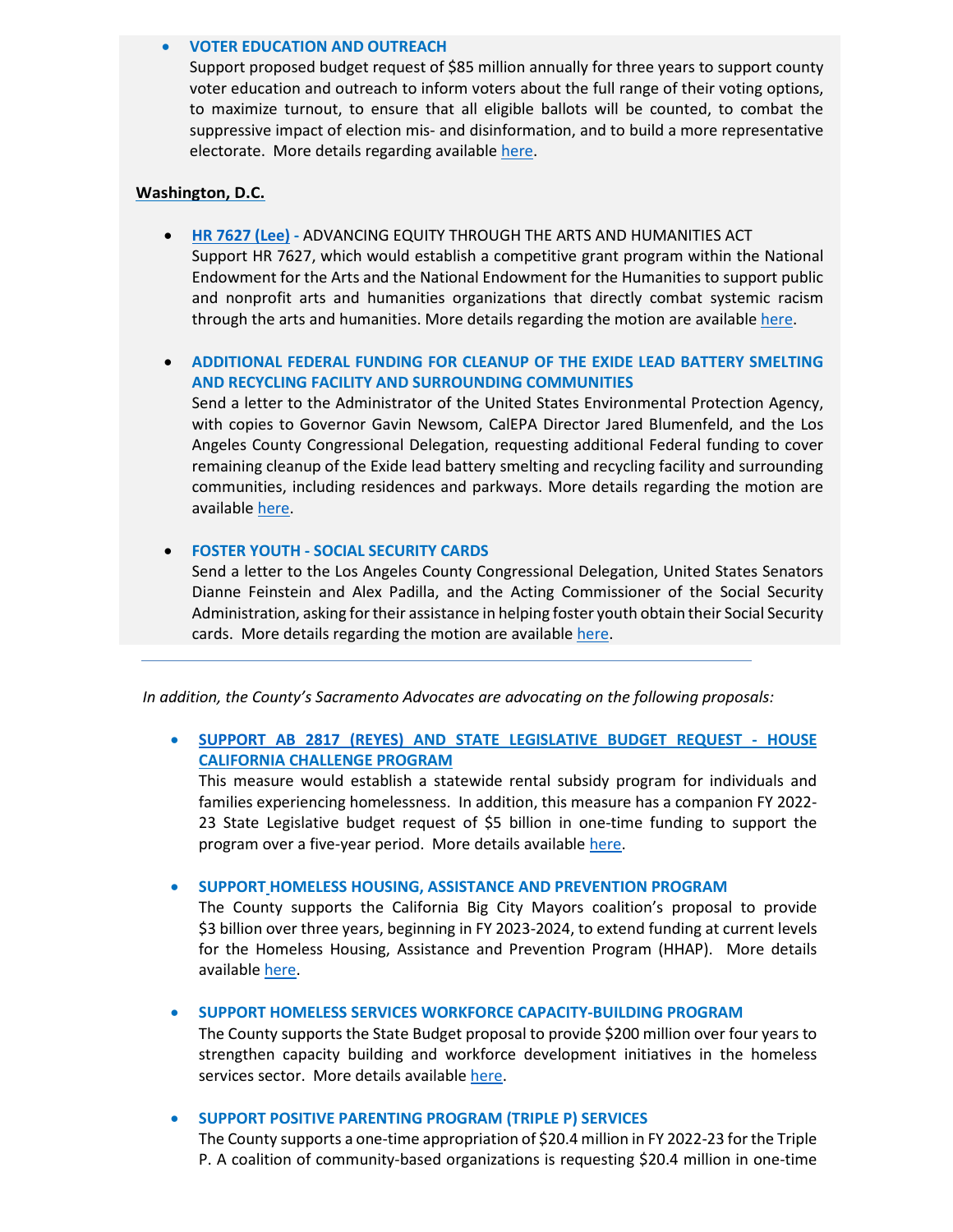- **VOTER EDUCATION AND OUTREACH**
  Support proposed budget request of $85 million annually for three years to support county voter education and outreach to inform voters about the full range of their voting options, to maximize turnout, to ensure that all eligible ballots will be counted, to combat the suppressive impact of election mis- and disinformation, and to build a more representative electorate. More details regarding available here.

**Washington, D.C.**

- **HR 7627 (Lee)** - ADVANCING EQUITY THROUGH THE ARTS AND HUMANITIES ACT
  Support HR 7627, which would establish a competitive grant program within the National Endowment for the Arts and the National Endowment for the Humanities to support public and nonprofit arts and humanities organizations that directly combat systemic racism through the arts and humanities. More details regarding the motion are available here.

- **ADDITIONAL FEDERAL FUNDING FOR CLEANUP OF THE EXIDE LEAD BATTERY SMELTING AND RECYCLING FACILITY AND SURROUNDING COMMUNITIES**
  Send a letter to the Administrator of the United States Environmental Protection Agency, with copies to Governor Gavin Newsom, CalEPA Director Jared Blumenfeld, and the Los Angeles County Congressional Delegation, requesting additional Federal funding to cover remaining cleanup of the Exide lead battery smelting and recycling facility and surrounding communities, including residences and parkways. More details regarding the motion are available here.

- **FOSTER YOUTH - SOCIAL SECURITY CARDS**
  Send a letter to the Los Angeles County Congressional Delegation, United States Senators Dianne Feinstein and Alex Padilla, and the Acting Commissioner of the Social Security Administration, asking for their assistance in helping foster youth obtain their Social Security cards. More details regarding the motion are available here.

---

*In addition, the County's Sacramento Advocates are advocating on the following proposals:*

- **SUPPORT AB 2817 (REYES) AND STATE LEGISLATIVE BUDGET REQUEST - HOUSE CALIFORNIA CHALLENGE PROGRAM**
  This measure would establish a statewide rental subsidy program for individuals and families experiencing homelessness. In addition, this measure has a companion FY 2022-23 State Legislative budget request of $5 billion in one-time funding to support the program over a five-year period. More details available here.

- **SUPPORT HOMELESS HOUSING, ASSISTANCE AND PREVENTION PROGRAM**
  The County supports the California Big City Mayors coalition's proposal to provide $3 billion over three years, beginning in FY 2023-2024, to extend funding at current levels for the Homeless Housing, Assistance and Prevention Program (HHAP). More details available here.

- **SUPPORT HOMELESS SERVICES WORKFORCE CAPACITY-BUILDING PROGRAM**
  The County supports the State Budget proposal to provide $200 million over four years to strengthen capacity building and workforce development initiatives in the homeless services sector. More details available here.

- **SUPPORT POSITIVE PARENTING PROGRAM (TRIPLE P) SERVICES**
  The County supports a one-time appropriation of $20.4 million in FY 2022-23 for the Triple P. A coalition of community-based organizations is requesting $20.4 million in one-time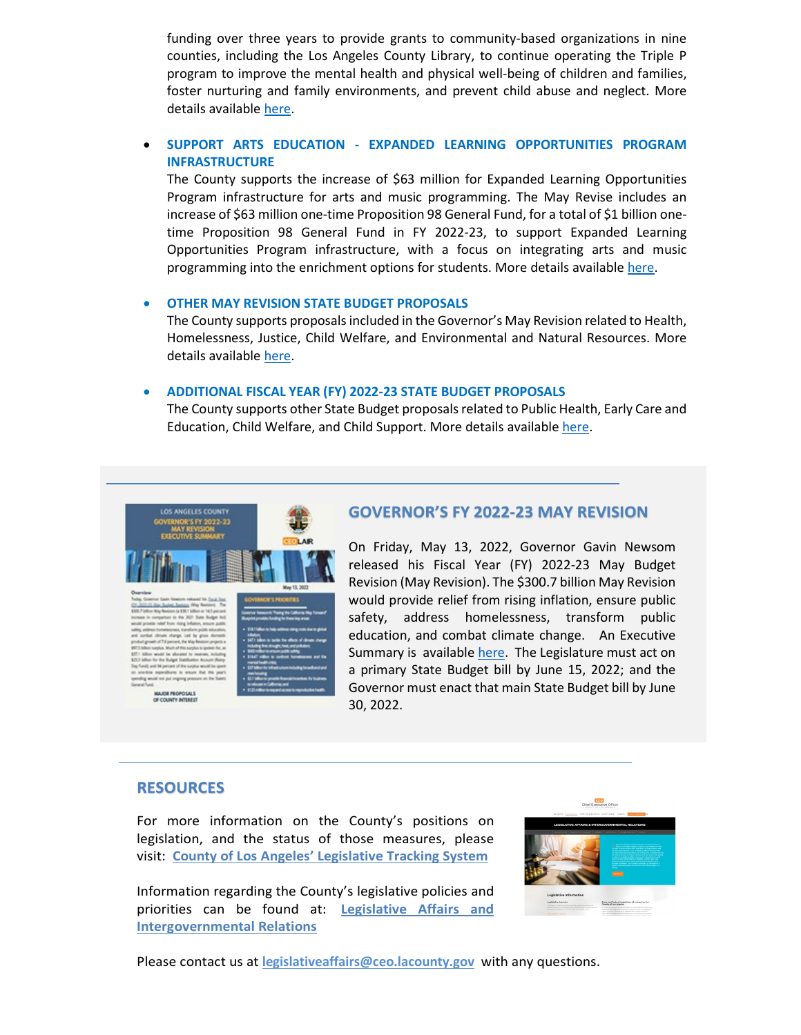funding over three years to provide grants to community-based organizations in nine counties, including the Los Angeles County Library, to continue operating the Triple P program to improve the mental health and physical well-being of children and families, foster nurturing and family environments, and prevent child abuse and neglect. More details available here.

- **SUPPORT ARTS EDUCATION - EXPANDED LEARNING OPPORTUNITIES PROGRAM INFRASTRUCTURE**
  The County supports the increase of $63 million for Expanded Learning Opportunities Program infrastructure for arts and music programming. The May Revise includes an increase of $63 million one-time Proposition 98 General Fund, for a total of $1 billion one-time Proposition 98 General Fund in FY 2022-23, to support Expanded Learning Opportunities Program infrastructure, with a focus on integrating arts and music programming into the enrichment options for students. More details available here.

- **OTHER MAY REVISION STATE BUDGET PROPOSALS**
  The County supports proposals included in the Governor's May Revision related to Health, Homelessness, Justice, Child Welfare, and Environmental and Natural Resources. More details available here.

- **ADDITIONAL FISCAL YEAR (FY) 2022-23 STATE BUDGET PROPOSALS**
  The County supports other State Budget proposals related to Public Health, Early Care and Education, Child Welfare, and Child Support. More details available here.

## GOVERNOR'S FY 2022-23 MAY REVISION

On Friday, May 13, 2022, Governor Gavin Newsom released his Fiscal Year (FY) 2022-23 May Budget Revision (May Revision). The $300.7 billion May Revision would provide relief from rising inflation, ensure public safety, address homelessness, transform public education, and combat climate change. An Executive Summary is available here. The Legislature must act on a primary State Budget bill by June 15, 2022; and the Governor must enact that main State Budget bill by June 30, 2022.

## RESOURCES

For more information on the County's positions on legislation, and the status of those measures, please visit: **County of Los Angeles' Legislative Tracking System**

Information regarding the County's legislative policies and priorities can be found at: **Legislative Affairs and Intergovernmental Relations**

Please contact us at **legislativeaffairs@ceo.lacounty.gov** with any questions.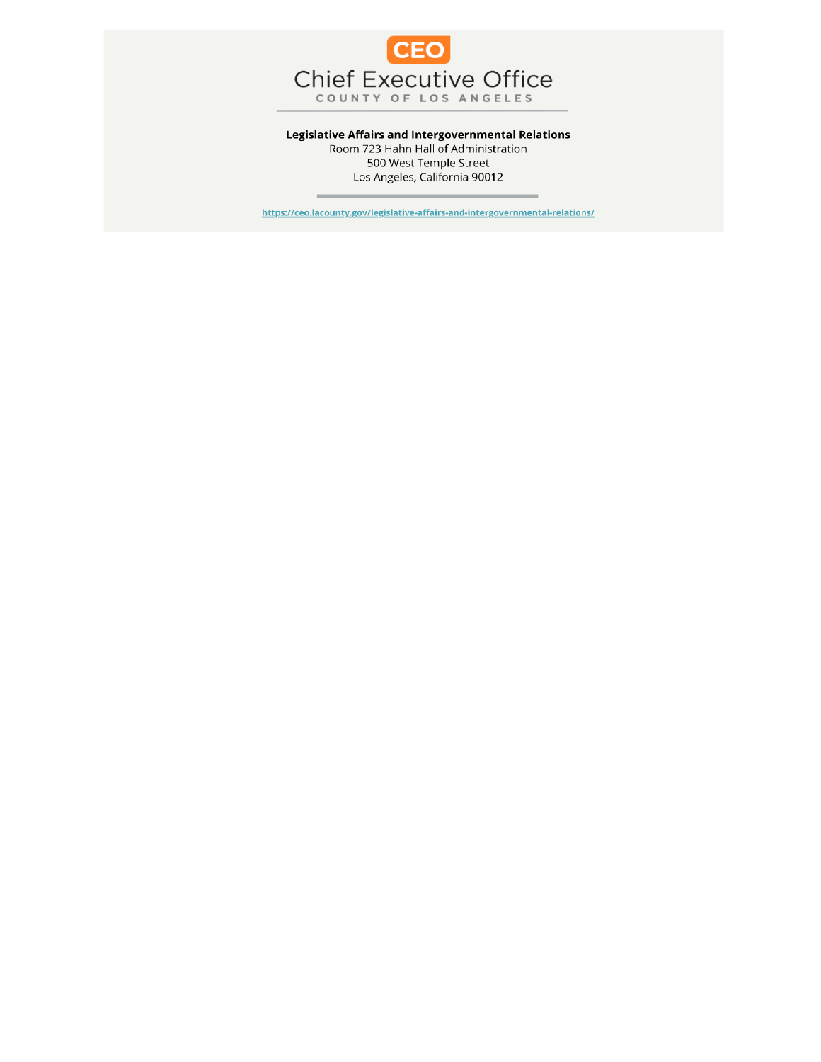CEO

# Chief Executive Office

COUNTY OF LOS ANGELES

**Legislative Affairs and Intergovernmental Relations**

Room 723 Hahn Hall of Administration

500 West Temple Street

Los Angeles, California 90012

https://ceo.lacounty.gov/legislative-affairs-and-intergovernmental-relations/